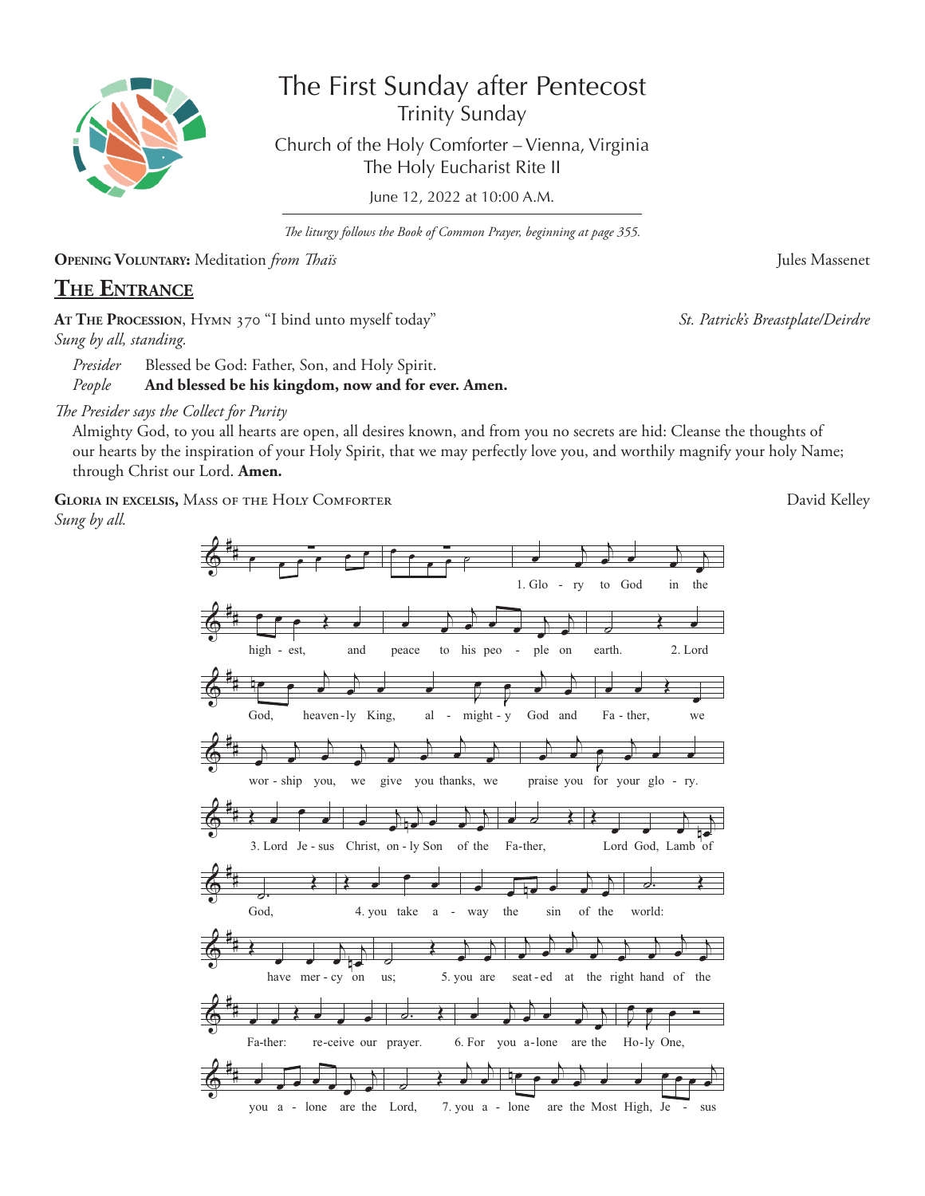# The First Sunday after Pentecost

## Trinity Sunday

Church of the Holy Comforter – Vienna, Virginia
The Holy Eucharist Rite II

June 12, 2022 at 10:00 A.M.

*The liturgy follows the Book of Common Prayer, beginning at page 355.*

**Opening Voluntary:** Meditation *from Thaïs* — Jules Massenet

## The Entrance

**At The Procession**, Hymn 370 "I bind unto myself today" — *St. Patrick's Breastplate/Deirdre*
*Sung by all, standing.*

*Presider* Blessed be God: Father, Son, and Holy Spirit.
*People* **And blessed be his kingdom, now and for ever. Amen.**

*The Presider says the Collect for Purity*

Almighty God, to you all hearts are open, all desires known, and from you no secrets are hid: Cleanse the thoughts of our hearts by the inspiration of your Holy Spirit, that we may perfectly love you, and worthily magnify your holy Name; through Christ our Lord. **Amen.**

**Gloria in excelsis,** Mass of the Holy Comforter — David Kelley
*Sung by all.*

1. Glory to God in the highest, and peace to his people on earth.
2. Lord God, heavenly King, almighty God and Father, we worship you, we give you thanks, we praise you for your glory.
3. Lord Jesus Christ, only Son of the Father, Lord God, Lamb of God,
4. you take away the sin of the world: have mercy on us;
5. you are seated at the right hand of the Father: receive our prayer.
6. For you alone are the Holy One, you alone are the Lord,
7. you alone are the Most High, Jesus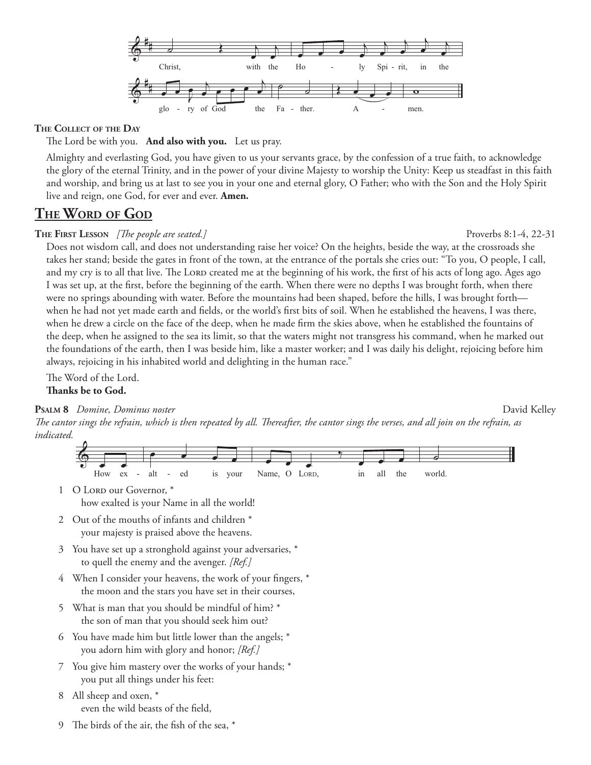Christ, with the Holy Spirit, in the glory of God the Father. Amen.

**The Collect of the Day**

The Lord be with you. **And also with you.** Let us pray.

Almighty and everlasting God, you have given to us your servants grace, by the confession of a true faith, to acknowledge the glory of the eternal Trinity, and in the power of your divine Majesty to worship the Unity: Keep us steadfast in this faith and worship, and bring us at last to see you in your one and eternal glory, O Father; who with the Son and the Holy Spirit live and reign, one God, for ever and ever. **Amen.**

## The Word of God

**The First Lesson** *[The people are seated.]* Proverbs 8:1-4, 22-31

Does not wisdom call, and does not understanding raise her voice? On the heights, beside the way, at the crossroads she takes her stand; beside the gates in front of the town, at the entrance of the portals she cries out: "To you, O people, I call, and my cry is to all that live. The Lord created me at the beginning of his work, the first of his acts of long ago. Ages ago I was set up, at the first, before the beginning of the earth. When there were no depths I was brought forth, when there were no springs abounding with water. Before the mountains had been shaped, before the hills, I was brought forth— when he had not yet made earth and fields, or the world's first bits of soil. When he established the heavens, I was there, when he drew a circle on the face of the deep, when he made firm the skies above, when he established the fountains of the deep, when he assigned to the sea its limit, so that the waters might not transgress his command, when he marked out the foundations of the earth, then I was beside him, like a master worker; and I was daily his delight, rejoicing before him always, rejoicing in his inhabited world and delighting in the human race."

The Word of the Lord.
**Thanks be to God.**

**Psalm 8** *Domine, Dominus noster* David Kelley

*The cantor sings the refrain, which is then repeated by all. Thereafter, the cantor sings the verses, and all join on the refrain, as indicated.*

How exalted is your Name, O Lord, in all the world.

1 O Lord our Governor, *
  how exalted is your Name in all the world!

2 Out of the mouths of infants and children *
  your majesty is praised above the heavens.

3 You have set up a stronghold against your adversaries, *
  to quell the enemy and the avenger. *[Ref.]*

4 When I consider your heavens, the work of your fingers, *
  the moon and the stars you have set in their courses,

5 What is man that you should be mindful of him? *
  the son of man that you should seek him out?

6 You have made him but little lower than the angels; *
  you adorn him with glory and honor; *[Ref.]*

7 You give him mastery over the works of your hands; *
  you put all things under his feet:

8 All sheep and oxen, *
  even the wild beasts of the field,

9 The birds of the air, the fish of the sea, *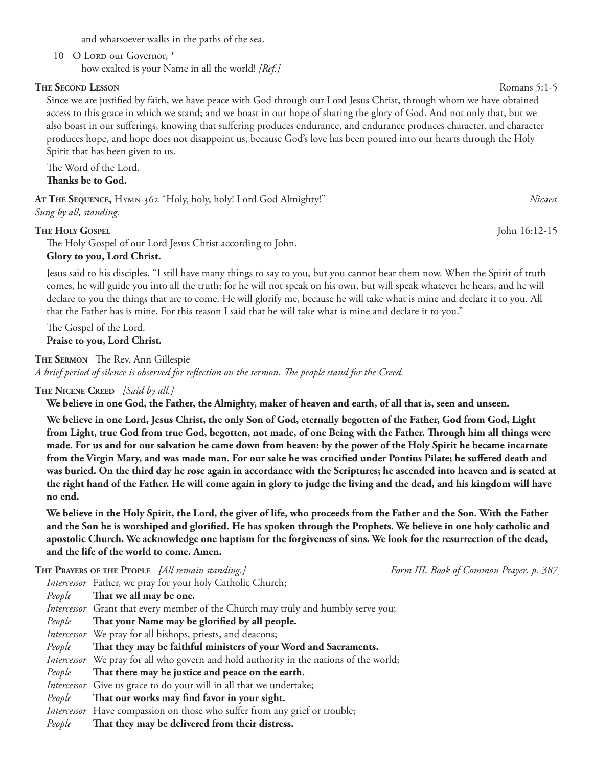and whatsoever walks in the paths of the sea.

10 O Lord our Governor, *
how exalted is your Name in all the world! *[Ref.]*

**The Second Lesson** Romans 5:1-5

Since we are justified by faith, we have peace with God through our Lord Jesus Christ, through whom we have obtained access to this grace in which we stand; and we boast in our hope of sharing the glory of God. And not only that, but we also boast in our sufferings, knowing that suffering produces endurance, and endurance produces character, and character produces hope, and hope does not disappoint us, because God's love has been poured into our hearts through the Holy Spirit that has been given to us.

The Word of the Lord.
**Thanks be to God.**

**At The Sequence,** Hymn 362 "Holy, holy, holy! Lord God Almighty!" *Nicaea*
*Sung by all, standing.*

**The Holy Gospel** John 16:12-15

The Holy Gospel of our Lord Jesus Christ according to John.
**Glory to you, Lord Christ.**

Jesus said to his disciples, "I still have many things to say to you, but you cannot bear them now. When the Spirit of truth comes, he will guide you into all the truth; for he will not speak on his own, but will speak whatever he hears, and he will declare to you the things that are to come. He will glorify me, because he will take what is mine and declare it to you. All that the Father has is mine. For this reason I said that he will take what is mine and declare it to you."

The Gospel of the Lord.
**Praise to you, Lord Christ.**

**The Sermon** The Rev. Ann Gillespie
*A brief period of silence is observed for reflection on the sermon. The people stand for the Creed.*

**The Nicene Creed** *[Said by all.]*

**We believe in one God, the Father, the Almighty, maker of heaven and earth, of all that is, seen and unseen.**

**We believe in one Lord, Jesus Christ, the only Son of God, eternally begotten of the Father, God from God, Light from Light, true God from true God, begotten, not made, of one Being with the Father. Through him all things were made. For us and for our salvation he came down from heaven: by the power of the Holy Spirit he became incarnate from the Virgin Mary, and was made man. For our sake he was crucified under Pontius Pilate; he suffered death and was buried. On the third day he rose again in accordance with the Scriptures; he ascended into heaven and is seated at the right hand of the Father. He will come again in glory to judge the living and the dead, and his kingdom will have no end.**

**We believe in the Holy Spirit, the Lord, the giver of life, who proceeds from the Father and the Son. With the Father and the Son he is worshiped and glorified. He has spoken through the Prophets. We believe in one holy catholic and apostolic Church. We acknowledge one baptism for the forgiveness of sins. We look for the resurrection of the dead, and the life of the world to come. Amen.**

**The Prayers of the People** *[All remain standing.]* *Form III, Book of Common Prayer, p. 387*

*Intercessor* Father, we pray for your holy Catholic Church;
*People* **That we all may be one.**
*Intercessor* Grant that every member of the Church may truly and humbly serve you;
*People* **That your Name may be glorified by all people.**
*Intercessor* We pray for all bishops, priests, and deacons;
*People* **That they may be faithful ministers of your Word and Sacraments.**
*Intercessor* We pray for all who govern and hold authority in the nations of the world;
*People* **That there may be justice and peace on the earth.**
*Intercessor* Give us grace to do your will in all that we undertake;
*People* **That our works may find favor in your sight.**
*Intercessor* Have compassion on those who suffer from any grief or trouble;
*People* **That they may be delivered from their distress.**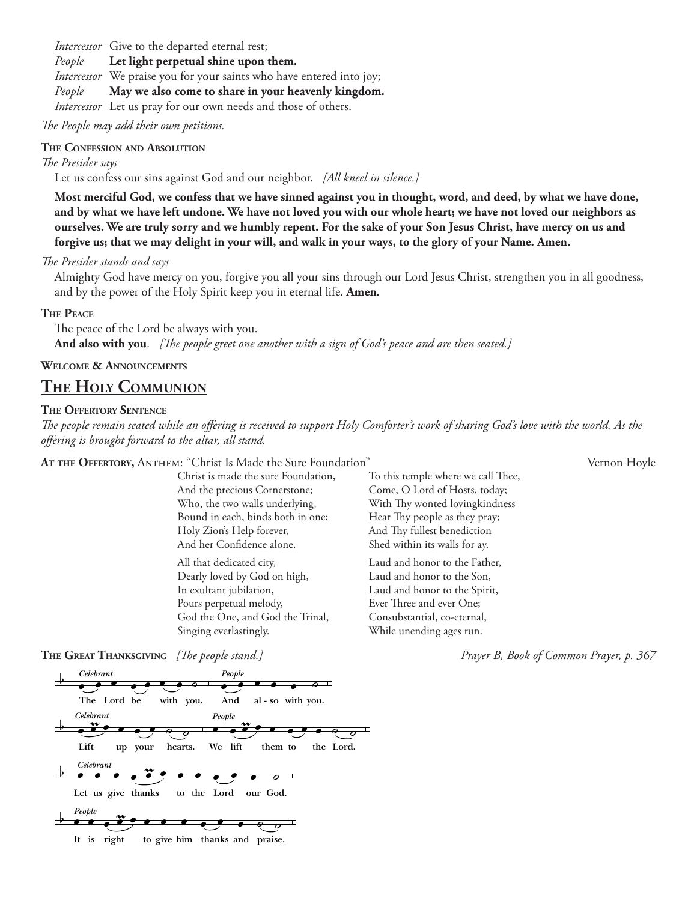*Intercessor* Give to the departed eternal rest;
*People* **Let light perpetual shine upon them.**
*Intercessor* We praise you for your saints who have entered into joy;
*People* **May we also come to share in your heavenly kingdom.**
*Intercessor* Let us pray for our own needs and those of others.

*The People may add their own petitions.*

**The Confession and Absolution**

*The Presider says*

Let us confess our sins against God and our neighbor. *[All kneel in silence.]*

**Most merciful God, we confess that we have sinned against you in thought, word, and deed, by what we have done, and by what we have left undone. We have not loved you with our whole heart; we have not loved our neighbors as ourselves. We are truly sorry and we humbly repent. For the sake of your Son Jesus Christ, have mercy on us and forgive us; that we may delight in your will, and walk in your ways, to the glory of your Name. Amen.**

*The Presider stands and says*

Almighty God have mercy on you, forgive you all your sins through our Lord Jesus Christ, strengthen you in all goodness, and by the power of the Holy Spirit keep you in eternal life. **Amen.**

**The Peace**

The peace of the Lord be always with you.
**And also with you**. *[The people greet one another with a sign of God's peace and are then seated.]*

**Welcome & Announcements**

## The Holy Communion

**The Offertory Sentence**

*The people remain seated while an offering is received to support Holy Comforter's work of sharing God's love with the world. As the offering is brought forward to the altar, all stand.*

**At the Offertory,** Anthem: "Christ Is Made the Sure Foundation" Vernon Hoyle

Christ is made the sure Foundation,
And the precious Cornerstone;
Who, the two walls underlying,
Bound in each, binds both in one;
Holy Zion's Help forever,
And her Confidence alone.

All that dedicated city,
Dearly loved by God on high,
In exultant jubilation,
Pours perpetual melody,
God the One, and God the Trinal,
Singing everlastingly.

To this temple where we call Thee,
Come, O Lord of Hosts, today;
With Thy wonted lovingkindness
Hear Thy people as they pray;
And Thy fullest benediction
Shed within its walls for ay.

Laud and honor to the Father,
Laud and honor to the Son,
Laud and honor to the Spirit,
Ever Three and ever One;
Consubstantial, co-eternal,
While unending ages run.

**The Great Thanksgiving** *[The people stand.]* *Prayer B, Book of Common Prayer, p. 367*

*Celebrant* The Lord be with you. *People* And al - so with you.

*Celebrant* Lift up your hearts. *People* We lift them to the Lord.

*Celebrant* Let us give thanks to the Lord our God.

*People* It is right to give him thanks and praise.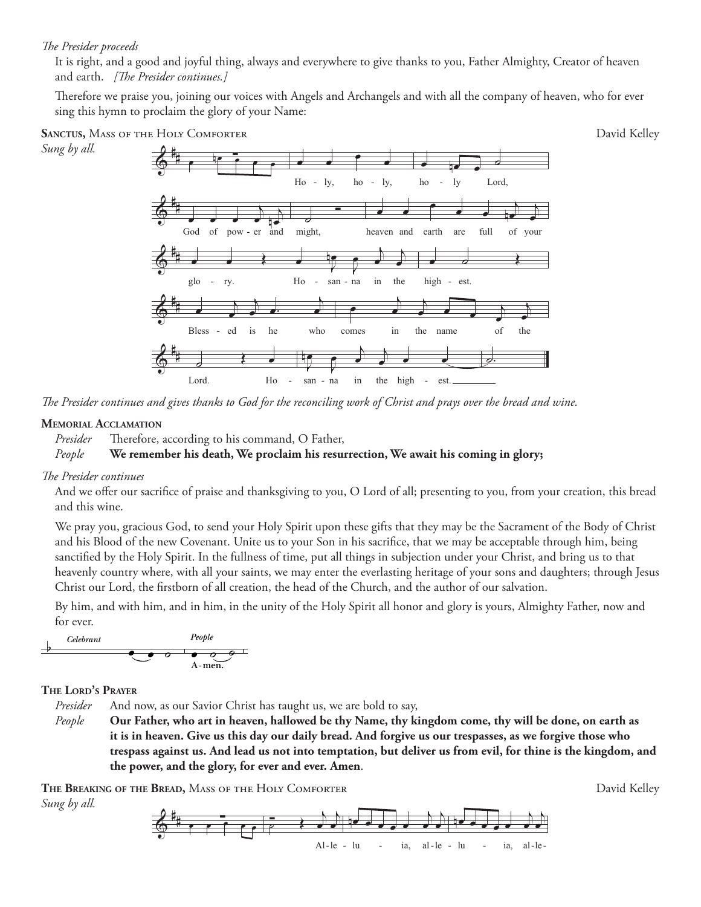*The Presider proceeds*

It is right, and a good and joyful thing, always and everywhere to give thanks to you, Father Almighty, Creator of heaven and earth. *[The Presider continues.]*

Therefore we praise you, joining our voices with Angels and Archangels and with all the company of heaven, who for ever sing this hymn to proclaim the glory of your Name:

**Sanctus,** Mass of the Holy Comforter — David Kelley

*Sung by all.*

Holy, holy, holy Lord, God of power and might, heaven and earth are full of your glory. Hosanna in the highest. Blessed is he who comes in the name of the Lord. Hosanna in the highest.

*The Presider continues and gives thanks to God for the reconciling work of Christ and prays over the bread and wine.*

**Memorial Acclamation**

*Presider* Therefore, according to his command, O Father,

*People* **We remember his death, We proclaim his resurrection, We await his coming in glory;**

*The Presider continues*

And we offer our sacrifice of praise and thanksgiving to you, O Lord of all; presenting to you, from your creation, this bread and this wine.

We pray you, gracious God, to send your Holy Spirit upon these gifts that they may be the Sacrament of the Body of Christ and his Blood of the new Covenant. Unite us to your Son in his sacrifice, that we may be acceptable through him, being sanctified by the Holy Spirit. In the fullness of time, put all things in subjection under your Christ, and bring us to that heavenly country where, with all your saints, we may enter the everlasting heritage of your sons and daughters; through Jesus Christ our Lord, the firstborn of all creation, the head of the Church, and the author of our salvation.

By him, and with him, and in him, in the unity of the Holy Spirit all honor and glory is yours, Almighty Father, now and for ever.

*Celebrant* … *People* **A-men.**

**The Lord's Prayer**

*Presider* And now, as our Savior Christ has taught us, we are bold to say,

*People* **Our Father, who art in heaven, hallowed be thy Name, thy kingdom come, thy will be done, on earth as it is in heaven. Give us this day our daily bread. And forgive us our trespasses, as we forgive those who trespass against us. And lead us not into temptation, but deliver us from evil, for thine is the kingdom, and the power, and the glory, for ever and ever. Amen**.

**The Breaking of the Bread,** Mass of the Holy Comforter — David Kelley

*Sung by all.*

Alleluia, alleluia, alle-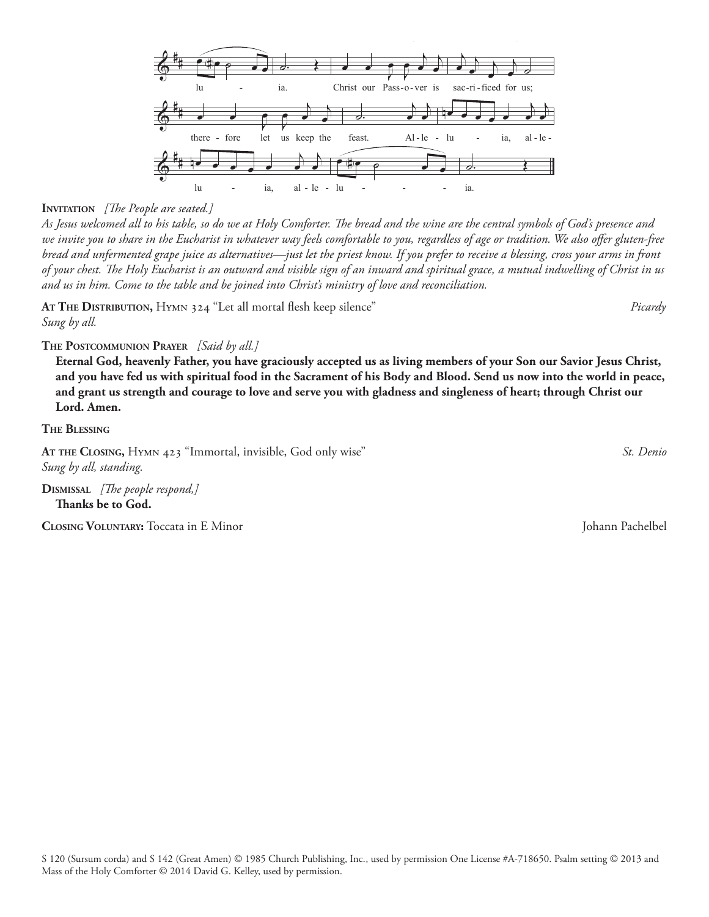lu - ia. Christ our Pass-o-ver is sac-ri-ficed for us;

there - fore let us keep the feast. Al-le - lu - ia, al-le-

lu - ia, al-le-lu - - - ia.

**Invitation** *[The People are seated.]*

*As Jesus welcomed all to his table, so do we at Holy Comforter. The bread and the wine are the central symbols of God's presence and we invite you to share in the Eucharist in whatever way feels comfortable to you, regardless of age or tradition. We also offer gluten-free bread and unfermented grape juice as alternatives—just let the priest know. If you prefer to receive a blessing, cross your arms in front of your chest. The Holy Eucharist is an outward and visible sign of an inward and spiritual grace, a mutual indwelling of Christ in us and us in him. Come to the table and be joined into Christ's ministry of love and reconciliation.*

**At The Distribution,** Hymn 324 "Let all mortal flesh keep silence" *Picardy*
*Sung by all.*

**The Postcommunion Prayer** *[Said by all.]*

**Eternal God, heavenly Father, you have graciously accepted us as living members of your Son our Savior Jesus Christ, and you have fed us with spiritual food in the Sacrament of his Body and Blood. Send us now into the world in peace, and grant us strength and courage to love and serve you with gladness and singleness of heart; through Christ our Lord. Amen.**

**The Blessing**

**At the Closing,** Hymn 423 "Immortal, invisible, God only wise" *St. Denio*
*Sung by all, standing.*

**Dismissal** *[The people respond,]*
**Thanks be to God.**

**Closing Voluntary:** Toccata in E Minor Johann Pachelbel

S 120 (Sursum corda) and S 142 (Great Amen) © 1985 Church Publishing, Inc., used by permission One License #A-718650. Psalm setting © 2013 and Mass of the Holy Comforter © 2014 David G. Kelley, used by permission.